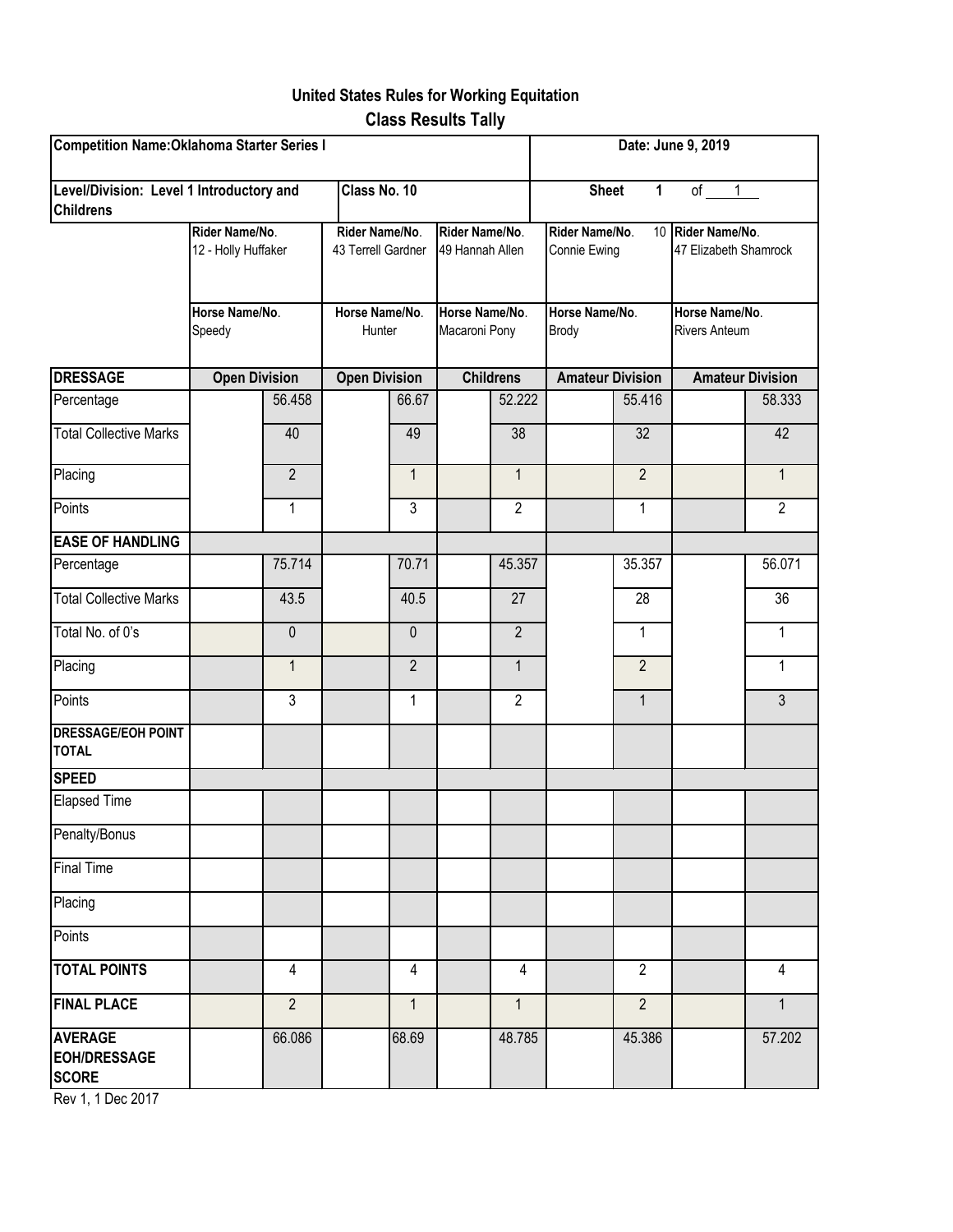# United States Rules for Working Equitation

## Class Results Tally

**Competition Name:** Oklahoma Starter Series I | **Date:** June 9, 2019

**Level/Division:** Level 1 Introductory and Childrens | **Class No.** 10 | **Sheet** 1 of 1

| | Rider 1 | Rider 2 | Rider 3 | Rider 4 | Rider 5 |
|---|---|---|---|---|---|
| **Rider Name/No.** | 12 - Holly Huffaker | 43 Terrell Gardner | 49 Hannah Allen | 10 Connie Ewing | 47 Elizabeth Shamrock |
| **Horse Name/No.** | Speedy | Hunter | Macaroni Pony | Brody | Rivers Anteum |
| **DRESSAGE** | **Open Division** | **Open Division** | **Childrens** | **Amateur Division** | **Amateur Division** |
| Percentage | 56.458 | 66.67 | 52.222 | 55.416 | 58.333 |
| Total Collective Marks | 40 | 49 | 38 | 32 | 42 |
| Placing | 2 | 1 | 1 | 2 | 1 |
| Points | 1 | 3 | 2 | 1 | 2 |
| **EASE OF HANDLING** | | | | | |
| Percentage | 75.714 | 70.71 | 45.357 | 35.357 | 56.071 |
| Total Collective Marks | 43.5 | 40.5 | 27 | 28 | 36 |
| Total No. of 0's | 0 | 0 | 2 | 1 | 1 |
| Placing | 1 | 2 | 1 | 2 | 1 |
| Points | 3 | 1 | 2 | 1 | 3 |
| **DRESSAGE/EOH POINT TOTAL** | | | | | |
| **SPEED** | | | | | |
| Elapsed Time | | | | | |
| Penalty/Bonus | | | | | |
| Final Time | | | | | |
| Placing | | | | | |
| Points | | | | | |
| **TOTAL POINTS** | 4 | 4 | 4 | 2 | 4 |
| **FINAL PLACE** | 2 | 1 | 1 | 2 | 1 |
| **AVERAGE EOH/DRESSAGE SCORE** | 66.086 | 68.69 | 48.785 | 45.386 | 57.202 |

Rev 1, 1 Dec 2017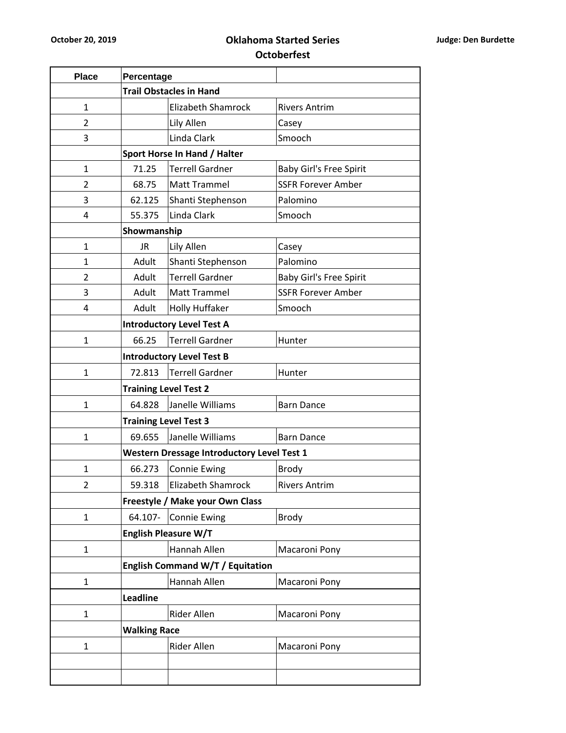October 20, 2019

# Oklahoma Started Series
## Octoberfest

Judge: Den Burdette

| Place | Percentage | | |
|---|---|---|---|
| | **Trail Obstacles in Hand** | | |
| 1 | | Elizabeth Shamrock | Rivers Antrim |
| 2 | | Lily Allen | Casey |
| 3 | | Linda Clark | Smooch |
| | **Sport Horse In Hand / Halter** | | |
| 1 | 71.25 | Terrell Gardner | Baby Girl's Free Spirit |
| 2 | 68.75 | Matt Trammel | SSFR Forever Amber |
| 3 | 62.125 | Shanti Stephenson | Palomino |
| 4 | 55.375 | Linda Clark | Smooch |
| | **Showmanship** | | |
| 1 | JR | Lily Allen | Casey |
| 1 | Adult | Shanti Stephenson | Palomino |
| 2 | Adult | Terrell Gardner | Baby Girl's Free Spirit |
| 3 | Adult | Matt Trammel | SSFR Forever Amber |
| 4 | Adult | Holly Huffaker | Smooch |
| | **Introductory Level Test A** | | |
| 1 | 66.25 | Terrell Gardner | Hunter |
| | **Introductory Level Test B** | | |
| 1 | 72.813 | Terrell Gardner | Hunter |
| | **Training Level Test 2** | | |
| 1 | 64.828 | Janelle Williams | Barn Dance |
| | **Training Level Test 3** | | |
| 1 | 69.655 | Janelle Williams | Barn Dance |
| | **Western Dressage Introductory Level Test 1** | | |
| 1 | 66.273 | Connie Ewing | Brody |
| 2 | 59.318 | Elizabeth Shamrock | Rivers Antrim |
| | **Freestyle / Make your Own Class** | | |
| 1 | 64.107- | Connie Ewing | Brody |
| | **English Pleasure W/T** | | |
| 1 | | Hannah Allen | Macaroni Pony |
| | **English Command W/T / Equitation** | | |
| 1 | | Hannah Allen | Macaroni Pony |
| | **Leadline** | | |
| 1 | | Rider Allen | Macaroni Pony |
| | **Walking Race** | | |
| 1 | | Rider Allen | Macaroni Pony |
| | | | |
| | | | |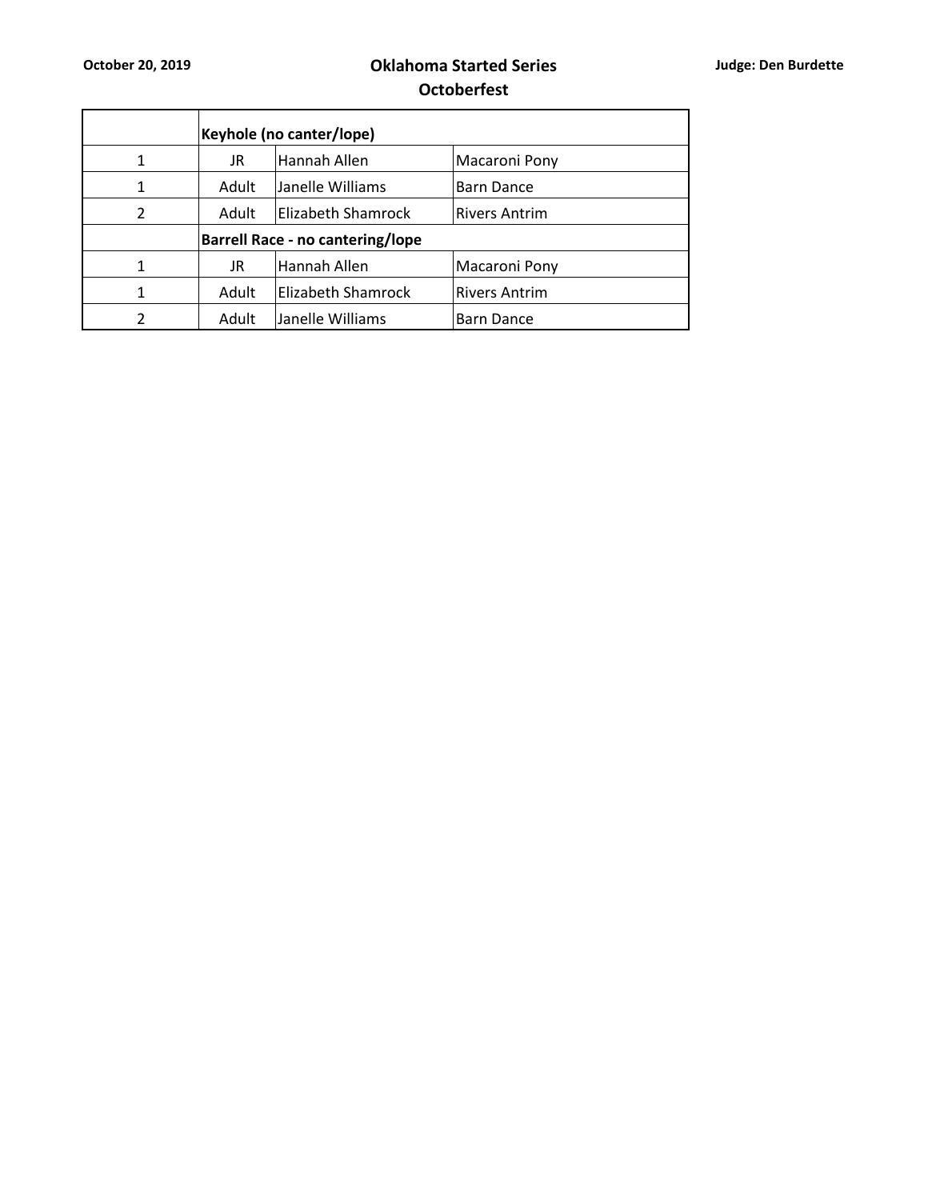October 20, 2019

# Oklahoma Started Series
## Octoberfest

Judge: Den Burdette

| | | | |
|---|---|---|---|
| | **Keyhole (no canter/lope)** | | |
| 1 | JR | Hannah Allen | Macaroni Pony |
| 1 | Adult | Janelle Williams | Barn Dance |
| 2 | Adult | Elizabeth Shamrock | Rivers Antrim |
| | **Barrell Race - no cantering/lope** | | |
| 1 | JR | Hannah Allen | Macaroni Pony |
| 1 | Adult | Elizabeth Shamrock | Rivers Antrim |
| 2 | Adult | Janelle Williams | Barn Dance |